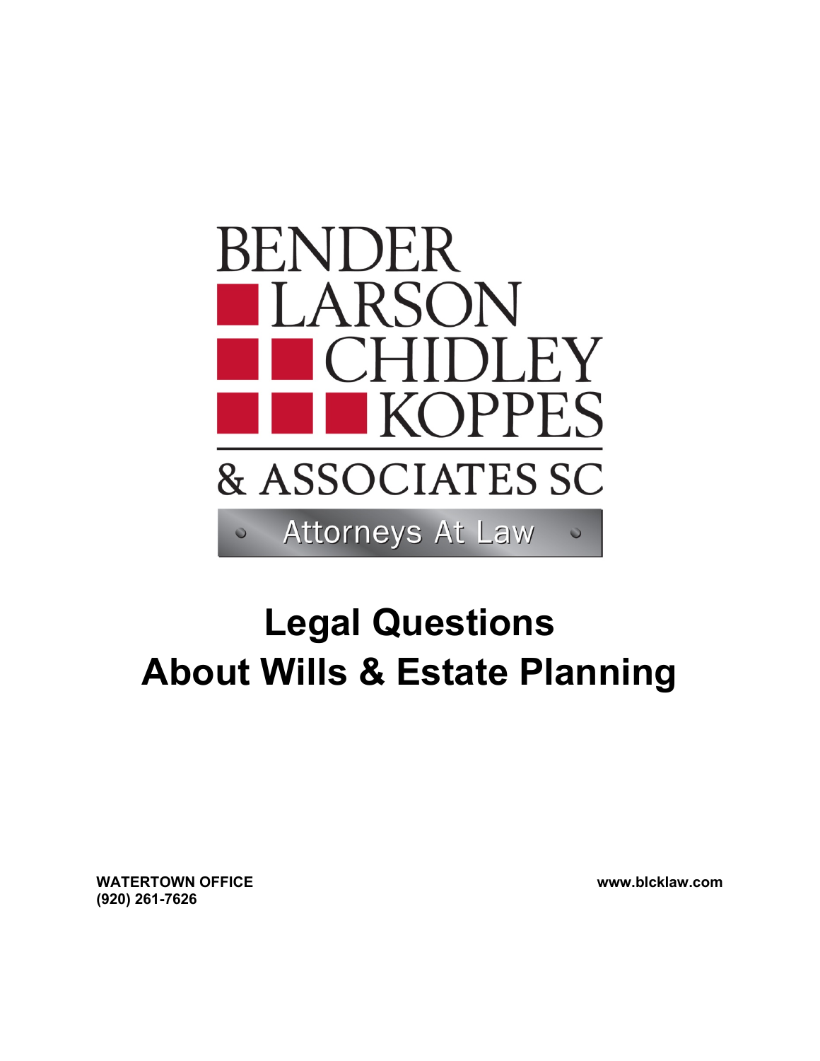BENDER
LARSON
CHIDLEY
KOPPES

& ASSOCIATES SC

Attorneys At Law

# Legal Questions About Wills & Estate Planning

**WATERTOWN OFFICE**
**(920) 261-7626**

**www.blcklaw.com**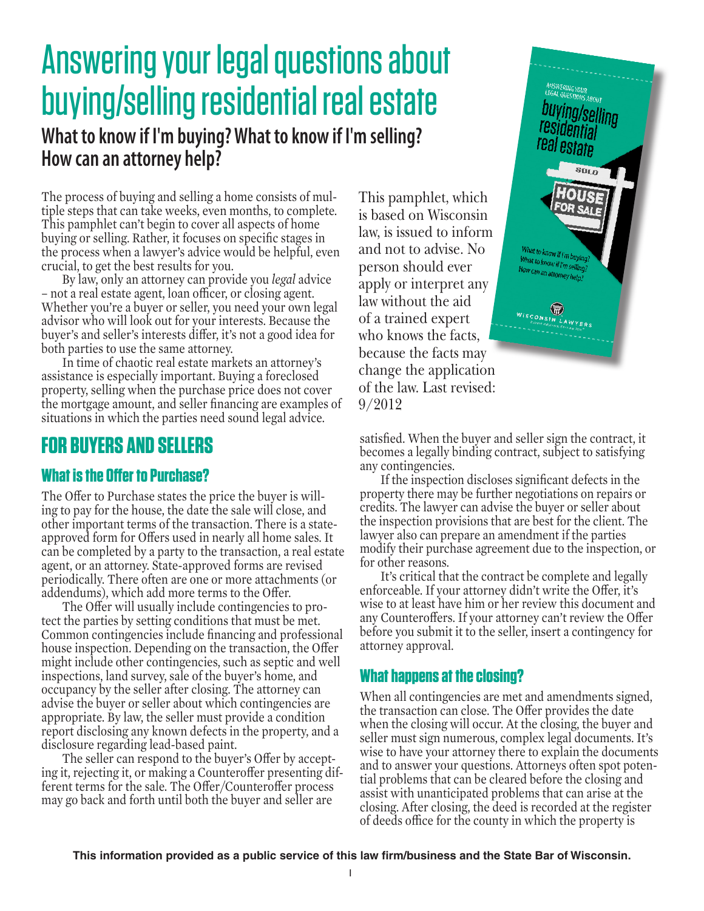# Answering your legal questions about buying/selling residential real estate

## What to know if I'm buying? What to know if I'm selling? How can an attorney help?

The process of buying and selling a home consists of multiple steps that can take weeks, even months, to complete. This pamphlet can't begin to cover all aspects of home buying or selling. Rather, it focuses on specific stages in the process when a lawyer's advice would be helpful, even crucial, to get the best results for you.

By law, only an attorney can provide you *legal* advice – not a real estate agent, loan officer, or closing agent. Whether you're a buyer or seller, you need your own legal advisor who will look out for your interests. Because the buyer's and seller's interests differ, it's not a good idea for both parties to use the same attorney.

In time of chaotic real estate markets an attorney's assistance is especially important. Buying a foreclosed property, selling when the purchase price does not cover the mortgage amount, and seller financing are examples of situations in which the parties need sound legal advice.

This pamphlet, which is based on Wisconsin law, is issued to inform and not to advise. No person should ever apply or interpret any law without the aid of a trained expert who knows the facts, because the facts may change the application of the law. Last revised: 9/2012

## FOR BUYERS AND SELLERS

### What is the Offer to Purchase?

The Offer to Purchase states the price the buyer is willing to pay for the house, the date the sale will close, and other important terms of the transaction. There is a state-approved form for Offers used in nearly all home sales. It can be completed by a party to the transaction, a real estate agent, or an attorney. State-approved forms are revised periodically. There often are one or more attachments (or addendums), which add more terms to the Offer.

The Offer will usually include contingencies to protect the parties by setting conditions that must be met. Common contingencies include financing and professional house inspection. Depending on the transaction, the Offer might include other contingencies, such as septic and well inspections, land survey, sale of the buyer's home, and occupancy by the seller after closing. The attorney can advise the buyer or seller about which contingencies are appropriate. By law, the seller must provide a condition report disclosing any known defects in the property, and a disclosure regarding lead-based paint.

The seller can respond to the buyer's Offer by accepting it, rejecting it, or making a Counteroffer presenting different terms for the sale. The Offer/Counteroffer process may go back and forth until both the buyer and seller are satisfied. When the buyer and seller sign the contract, it becomes a legally binding contract, subject to satisfying any contingencies.

If the inspection discloses significant defects in the property there may be further negotiations on repairs or credits. The lawyer can advise the buyer or seller about the inspection provisions that are best for the client. The lawyer also can prepare an amendment if the parties modify their purchase agreement due to the inspection, or for other reasons.

It's critical that the contract be complete and legally enforceable. If your attorney didn't write the Offer, it's wise to at least have him or her review this document and any Counteroffers. If your attorney can't review the Offer before you submit it to the seller, insert a contingency for attorney approval.

### What happens at the closing?

When all contingencies are met and amendments signed, the transaction can close. The Offer provides the date when the closing will occur. At the closing, the buyer and seller must sign numerous, complex legal documents. It's wise to have your attorney there to explain the documents and to answer your questions. Attorneys often spot potential problems that can be cleared before the closing and assist with unanticipated problems that can arise at the closing. After closing, the deed is recorded at the register of deeds office for the county in which the property is

**This information provided as a public service of this law firm/business and the State Bar of Wisconsin.**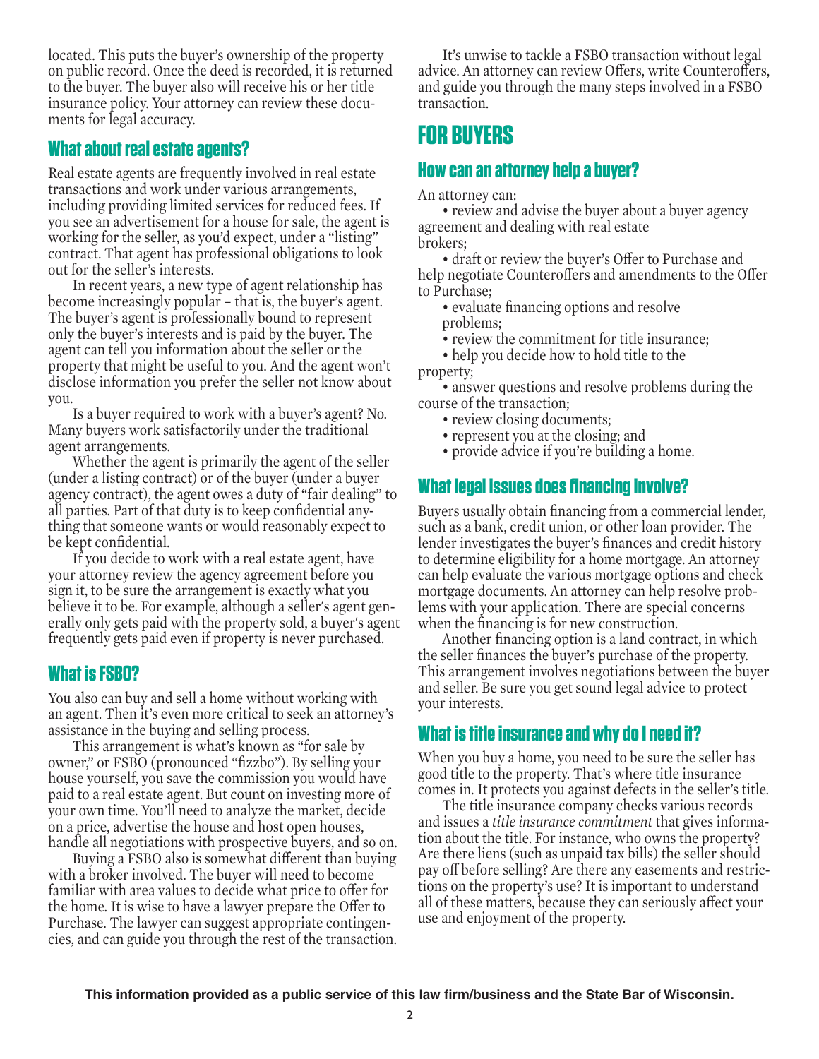located. This puts the buyer's ownership of the property on public record. Once the deed is recorded, it is returned to the buyer. The buyer also will receive his or her title insurance policy. Your attorney can review these documents for legal accuracy.

### What about real estate agents?

Real estate agents are frequently involved in real estate transactions and work under various arrangements, including providing limited services for reduced fees. If you see an advertisement for a house for sale, the agent is working for the seller, as you'd expect, under a "listing" contract. That agent has professional obligations to look out for the seller's interests.

In recent years, a new type of agent relationship has become increasingly popular – that is, the buyer's agent. The buyer's agent is professionally bound to represent only the buyer's interests and is paid by the buyer. The agent can tell you information about the seller or the property that might be useful to you. And the agent won't disclose information you prefer the seller not know about you.

Is a buyer required to work with a buyer's agent? No. Many buyers work satisfactorily under the traditional agent arrangements.

Whether the agent is primarily the agent of the seller (under a listing contract) or of the buyer (under a buyer agency contract), the agent owes a duty of "fair dealing" to all parties. Part of that duty is to keep confidential anything that someone wants or would reasonably expect to be kept confidential.

If you decide to work with a real estate agent, have your attorney review the agency agreement before you sign it, to be sure the arrangement is exactly what you believe it to be. For example, although a seller's agent generally only gets paid with the property sold, a buyer's agent frequently gets paid even if property is never purchased.

### What is FSBO?

You also can buy and sell a home without working with an agent. Then it's even more critical to seek an attorney's assistance in the buying and selling process.

This arrangement is what's known as "for sale by owner," or FSBO (pronounced "fizzbo"). By selling your house yourself, you save the commission you would have paid to a real estate agent. But count on investing more of your own time. You'll need to analyze the market, decide on a price, advertise the house and host open houses, handle all negotiations with prospective buyers, and so on.

Buying a FSBO also is somewhat different than buying with a broker involved. The buyer will need to become familiar with area values to decide what price to offer for the home. It is wise to have a lawyer prepare the Offer to Purchase. The lawyer can suggest appropriate contingencies, and can guide you through the rest of the transaction.

It's unwise to tackle a FSBO transaction without legal advice. An attorney can review Offers, write Counteroffers, and guide you through the many steps involved in a FSBO transaction.

## FOR BUYERS

### How can an attorney help a buyer?

An attorney can:

- review and advise the buyer about a buyer agency agreement and dealing with real estate brokers;
- draft or review the buyer's Offer to Purchase and help negotiate Counteroffers and amendments to the Offer to Purchase;
- evaluate financing options and resolve problems;
- review the commitment for title insurance;
- help you decide how to hold title to the property;
- answer questions and resolve problems during the course of the transaction;
- review closing documents;
- represent you at the closing; and
- provide advice if you're building a home.

### What legal issues does financing involve?

Buyers usually obtain financing from a commercial lender, such as a bank, credit union, or other loan provider. The lender investigates the buyer's finances and credit history to determine eligibility for a home mortgage. An attorney can help evaluate the various mortgage options and check mortgage documents. An attorney can help resolve problems with your application. There are special concerns when the financing is for new construction.

Another financing option is a land contract, in which the seller finances the buyer's purchase of the property. This arrangement involves negotiations between the buyer and seller. Be sure you get sound legal advice to protect your interests.

### What is title insurance and why do I need it?

When you buy a home, you need to be sure the seller has good title to the property. That's where title insurance comes in. It protects you against defects in the seller's title.

The title insurance company checks various records and issues a *title insurance commitment* that gives information about the title. For instance, who owns the property? Are there liens (such as unpaid tax bills) the seller should pay off before selling? Are there any easements and restrictions on the property's use? It is important to understand all of these matters, because they can seriously affect your use and enjoyment of the property.

**This information provided as a public service of this law firm/business and the State Bar of Wisconsin.**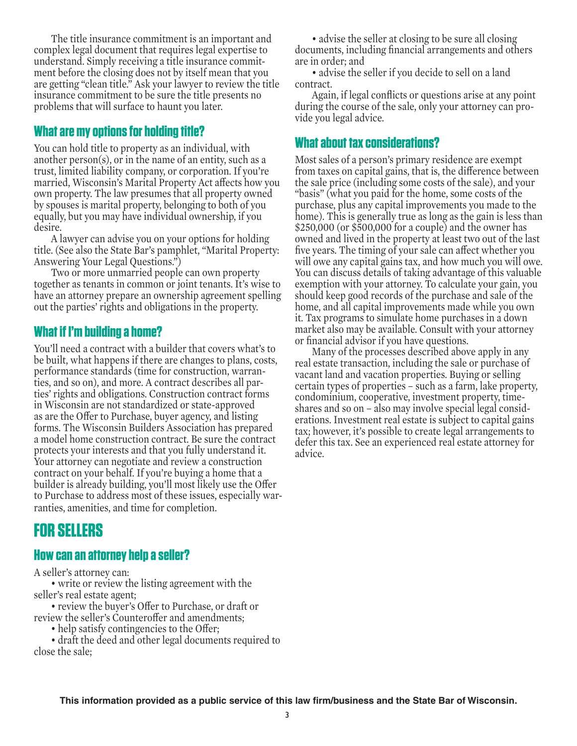The title insurance commitment is an important and complex legal document that requires legal expertise to understand. Simply receiving a title insurance commitment before the closing does not by itself mean that you are getting "clean title." Ask your lawyer to review the title insurance commitment to be sure the title presents no problems that will surface to haunt you later.

### What are my options for holding title?

You can hold title to property as an individual, with another person(s), or in the name of an entity, such as a trust, limited liability company, or corporation. If you're married, Wisconsin's Marital Property Act affects how you own property. The law presumes that all property owned by spouses is marital property, belonging to both of you equally, but you may have individual ownership, if you desire.

A lawyer can advise you on your options for holding title. (See also the State Bar's pamphlet, "Marital Property: Answering Your Legal Questions.")

Two or more unmarried people can own property together as tenants in common or joint tenants. It's wise to have an attorney prepare an ownership agreement spelling out the parties' rights and obligations in the property.

### What if I'm building a home?

You'll need a contract with a builder that covers what's to be built, what happens if there are changes to plans, costs, performance standards (time for construction, warranties, and so on), and more. A contract describes all parties' rights and obligations. Construction contract forms in Wisconsin are not standardized or state-approved as are the Offer to Purchase, buyer agency, and listing forms. The Wisconsin Builders Association has prepared a model home construction contract. Be sure the contract protects your interests and that you fully understand it. Your attorney can negotiate and review a construction contract on your behalf. If you're buying a home that a builder is already building, you'll most likely use the Offer to Purchase to address most of these issues, especially warranties, amenities, and time for completion.

## FOR SELLERS

### How can an attorney help a seller?

A seller's attorney can:

- write or review the listing agreement with the seller's real estate agent;
- review the buyer's Offer to Purchase, or draft or review the seller's Counteroffer and amendments;
- help satisfy contingencies to the Offer;
- draft the deed and other legal documents required to close the sale;
- advise the seller at closing to be sure all closing documents, including financial arrangements and others are in order; and
- advise the seller if you decide to sell on a land contract.

Again, if legal conflicts or questions arise at any point during the course of the sale, only your attorney can provide you legal advice.

### What about tax considerations?

Most sales of a person's primary residence are exempt from taxes on capital gains, that is, the difference between the sale price (including some costs of the sale), and your "basis" (what you paid for the home, some costs of the purchase, plus any capital improvements you made to the home). This is generally true as long as the gain is less than $250,000 (or $500,000 for a couple) and the owner has owned and lived in the property at least two out of the last five years. The timing of your sale can affect whether you will owe any capital gains tax, and how much you will owe. You can discuss details of taking advantage of this valuable exemption with your attorney. To calculate your gain, you should keep good records of the purchase and sale of the home, and all capital improvements made while you own it. Tax programs to simulate home purchases in a down market also may be available. Consult with your attorney or financial advisor if you have questions.

Many of the processes described above apply in any real estate transaction, including the sale or purchase of vacant land and vacation properties. Buying or selling certain types of properties – such as a farm, lake property, condominium, cooperative, investment property, timeshares and so on – also may involve special legal considerations. Investment real estate is subject to capital gains tax; however, it's possible to create legal arrangements to defer this tax. See an experienced real estate attorney for advice.

**This information provided as a public service of this law firm/business and the State Bar of Wisconsin.**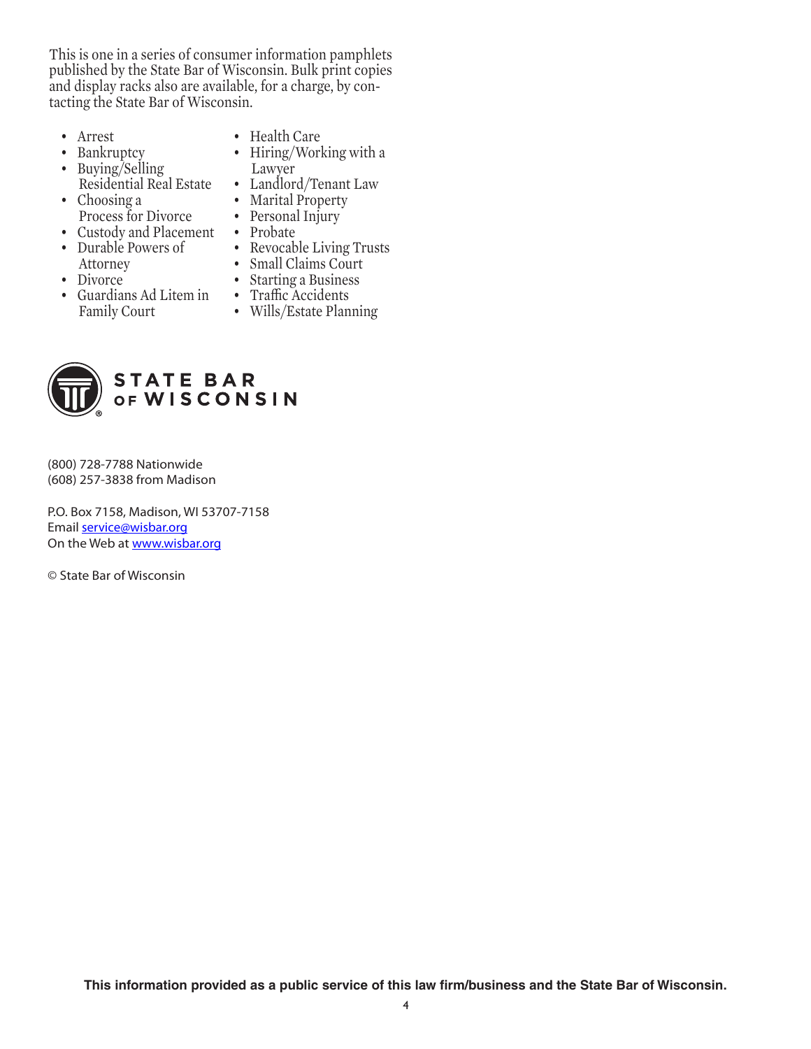This is one in a series of consumer information pamphlets published by the State Bar of Wisconsin. Bulk print copies and display racks also are available, for a charge, by contacting the State Bar of Wisconsin.

- Arrest
- Bankruptcy
- Buying/Selling Residential Real Estate
- Choosing a Process for Divorce
- Custody and Placement
- Durable Powers of Attorney
- Divorce
- Guardians Ad Litem in Family Court
- Health Care
- Hiring/Working with a Lawyer
- Landlord/Tenant Law
- Marital Property
- Personal Injury
- Probate
- Revocable Living Trusts
- Small Claims Court
- Starting a Business
- Traffic Accidents
- Wills/Estate Planning

STATE BAR OF WISCONSIN

(800) 728-7788 Nationwide
(608) 257-3838 from Madison

P.O. Box 7158, Madison, WI 53707-7158
Email service@wisbar.org
On the Web at www.wisbar.org

© State Bar of Wisconsin

**This information provided as a public service of this law firm/business and the State Bar of Wisconsin.**